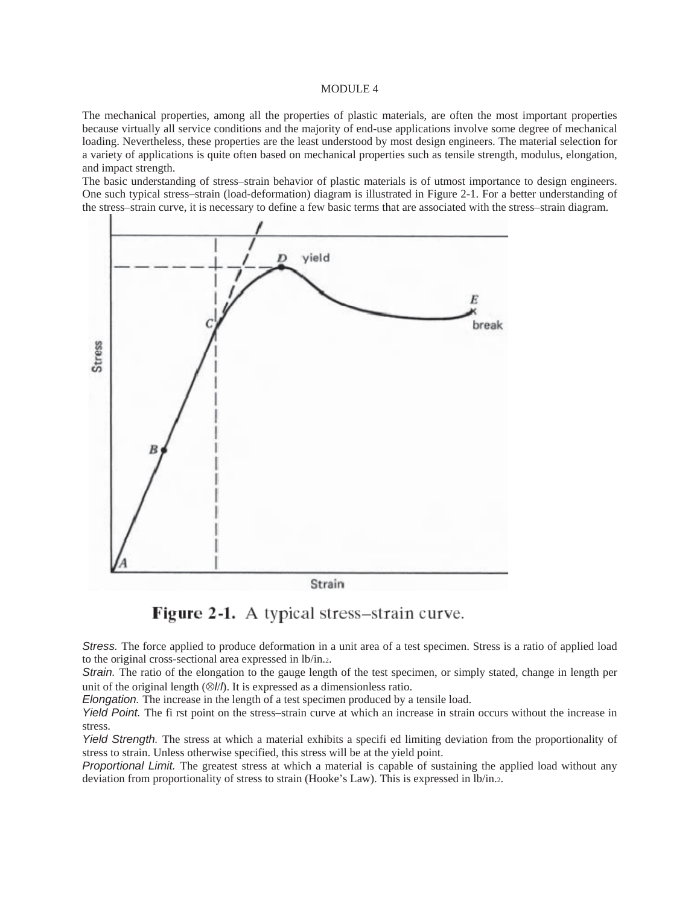MODULE 4

The mechanical properties, among all the properties of plastic materials, are often the most important properties because virtually all service conditions and the majority of end-use applications involve some degree of mechanical loading. Nevertheless, these properties are the least understood by most design engineers. The material selection for a variety of applications is quite often based on mechanical properties such as tensile strength, modulus, elongation, and impact strength.

The basic understanding of stress–strain behavior of plastic materials is of utmost importance to design engineers. One such typical stress–strain (load-deformation) diagram is illustrated in Figure 2-1. For a better understanding of the stress–strain curve, it is necessary to define a few basic terms that are associated with the stress–strain diagram.

**Figure 2-1.** A typical stress–strain curve.

*Stress.* The force applied to produce deformation in a unit area of a test specimen. Stress is a ratio of applied load to the original cross-sectional area expressed in $lb/in.^2$.

*Strain.* The ratio of the elongation to the gauge length of the test specimen, or simply stated, change in length per unit of the original length ($\otimes l/l$). It is expressed as a dimensionless ratio.

*Elongation.* The increase in the length of a test specimen produced by a tensile load.

*Yield Point.* The fi rst point on the stress–strain curve at which an increase in strain occurs without the increase in stress.

*Yield Strength.* The stress at which a material exhibits a specifi ed limiting deviation from the proportionality of stress to strain. Unless otherwise specified, this stress will be at the yield point.

*Proportional Limit.* The greatest stress at which a material is capable of sustaining the applied load without any deviation from proportionality of stress to strain (Hooke's Law). This is expressed in $lb/in.^2$.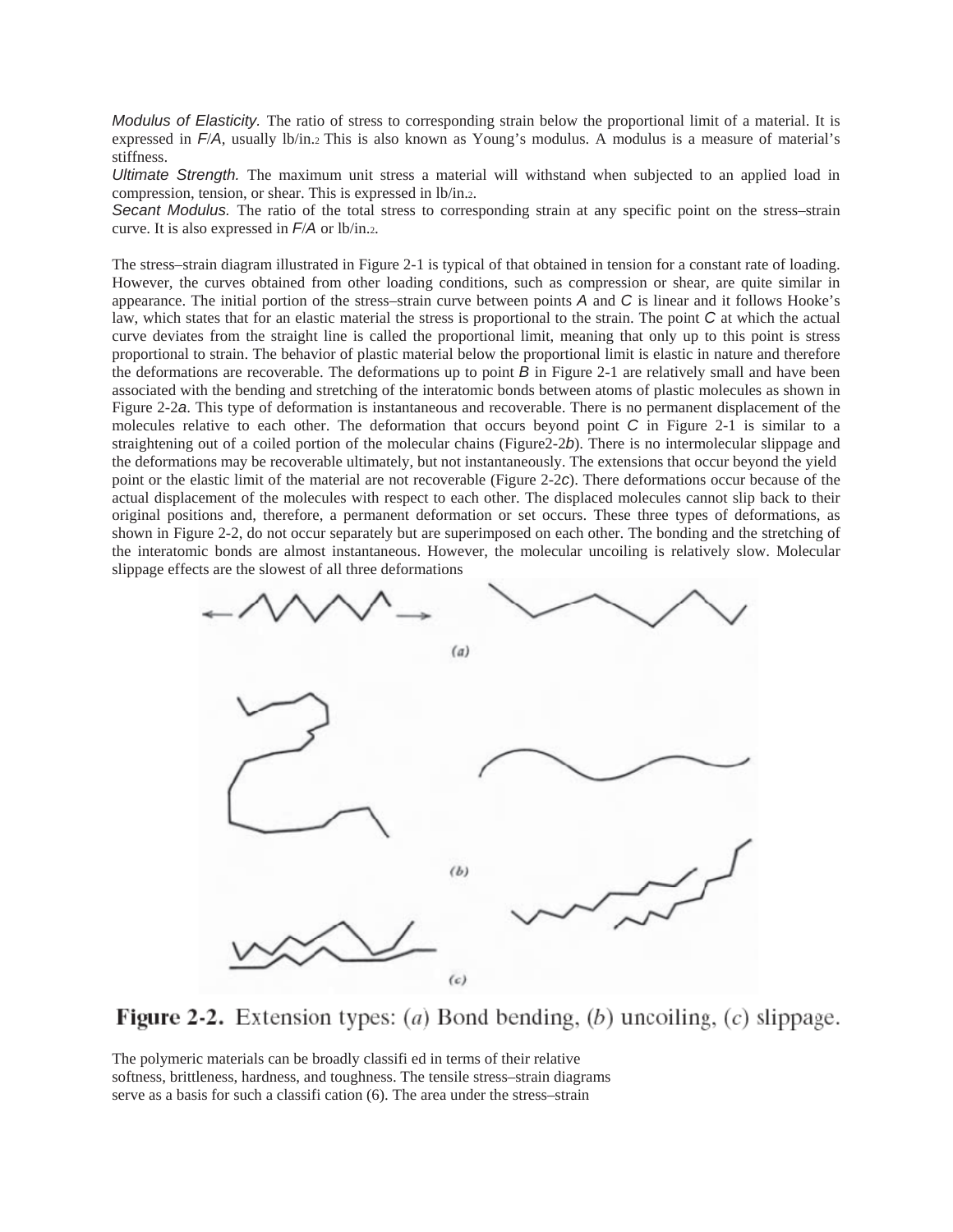*Modulus of Elasticity.* The ratio of stress to corresponding strain below the proportional limit of a material. It is expressed in *F*/*A*, usually lb/in.$^2$ This is also known as Young's modulus. A modulus is a measure of material's stiffness.

*Ultimate Strength.* The maximum unit stress a material will withstand when subjected to an applied load in compression, tension, or shear. This is expressed in lb/in.$^2$.

*Secant Modulus.* The ratio of the total stress to corresponding strain at any specific point on the stress–strain curve. It is also expressed in *F*/*A* or lb/in.$^2$.

The stress–strain diagram illustrated in Figure 2-1 is typical of that obtained in tension for a constant rate of loading. However, the curves obtained from other loading conditions, such as compression or shear, are quite similar in appearance. The initial portion of the stress–strain curve between points *A* and *C* is linear and it follows Hooke's law, which states that for an elastic material the stress is proportional to the strain. The point *C* at which the actual curve deviates from the straight line is called the proportional limit, meaning that only up to this point is stress proportional to strain. The behavior of plastic material below the proportional limit is elastic in nature and therefore the deformations are recoverable. The deformations up to point *B* in Figure 2-1 are relatively small and have been associated with the bending and stretching of the interatomic bonds between atoms of plastic molecules as shown in Figure 2-2*a*. This type of deformation is instantaneous and recoverable. There is no permanent displacement of the molecules relative to each other. The deformation that occurs beyond point *C* in Figure 2-1 is similar to a straightening out of a coiled portion of the molecular chains (Figure2-2*b*). There is no intermolecular slippage and the deformations may be recoverable ultimately, but not instantaneously. The extensions that occur beyond the yield point or the elastic limit of the material are not recoverable (Figure 2-2*c*). There deformations occur because of the actual displacement of the molecules with respect to each other. The displaced molecules cannot slip back to their original positions and, therefore, a permanent deformation or set occurs. These three types of deformations, as shown in Figure 2-2, do not occur separately but are superimposed on each other. The bonding and the stretching of the interatomic bonds are almost instantaneous. However, the molecular uncoiling is relatively slow. Molecular slippage effects are the slowest of all three deformations

**Figure 2-2.** Extension types: (*a*) Bond bending, (*b*) uncoiling, (*c*) slippage.

The polymeric materials can be broadly classifi ed in terms of their relative softness, brittleness, hardness, and toughness. The tensile stress–strain diagrams serve as a basis for such a classifi cation (6). The area under the stress–strain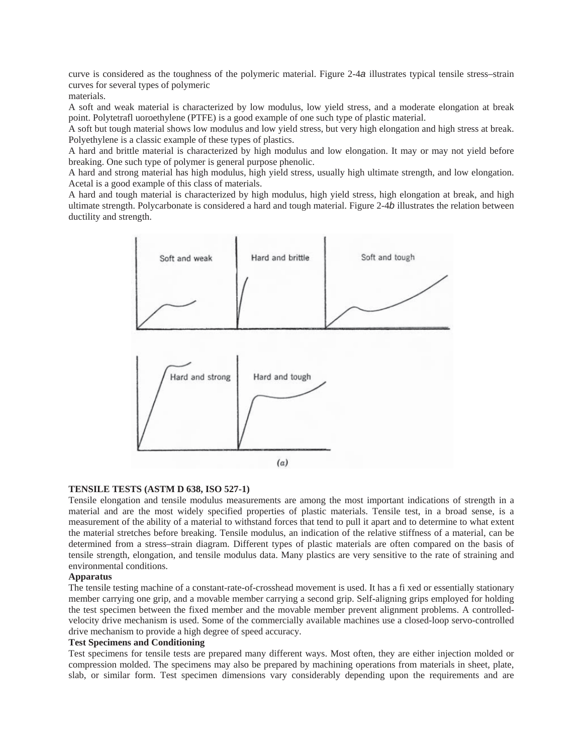curve is considered as the toughness of the polymeric material. Figure 2-4*a* illustrates typical tensile stress–strain curves for several types of polymeric
materials.

A soft and weak material is characterized by low modulus, low yield stress, and a moderate elongation at break point. Polytetrafl uoroethylene (PTFE) is a good example of one such type of plastic material.

A soft but tough material shows low modulus and low yield stress, but very high elongation and high stress at break. Polyethylene is a classic example of these types of plastics.

A hard and brittle material is characterized by high modulus and low elongation. It may or may not yield before breaking. One such type of polymer is general purpose phenolic.

A hard and strong material has high modulus, high yield stress, usually high ultimate strength, and low elongation. Acetal is a good example of this class of materials.

A hard and tough material is characterized by high modulus, high yield stress, high elongation at break, and high ultimate strength. Polycarbonate is considered a hard and tough material. Figure 2-4*b* illustrates the relation between ductility and strength.

Soft and weak | Hard and brittle | Soft and tough | Hard and strong | Hard and tough

(*a*)

**TENSILE TESTS (ASTM D 638, ISO 527-1)**

Tensile elongation and tensile modulus measurements are among the most important indications of strength in a material and are the most widely specified properties of plastic materials. Tensile test, in a broad sense, is a measurement of the ability of a material to withstand forces that tend to pull it apart and to determine to what extent the material stretches before breaking. Tensile modulus, an indication of the relative stiffness of a material, can be determined from a stress–strain diagram. Different types of plastic materials are often compared on the basis of tensile strength, elongation, and tensile modulus data. Many plastics are very sensitive to the rate of straining and environmental conditions.

**Apparatus**

The tensile testing machine of a constant-rate-of-crosshead movement is used. It has a fi xed or essentially stationary member carrying one grip, and a movable member carrying a second grip. Self-aligning grips employed for holding the test specimen between the fixed member and the movable member prevent alignment problems. A controlled-velocity drive mechanism is used. Some of the commercially available machines use a closed-loop servo-controlled drive mechanism to provide a high degree of speed accuracy.

**Test Specimens and Conditioning**

Test specimens for tensile tests are prepared many different ways. Most often, they are either injection molded or compression molded. The specimens may also be prepared by machining operations from materials in sheet, plate, slab, or similar form. Test specimen dimensions vary considerably depending upon the requirements and are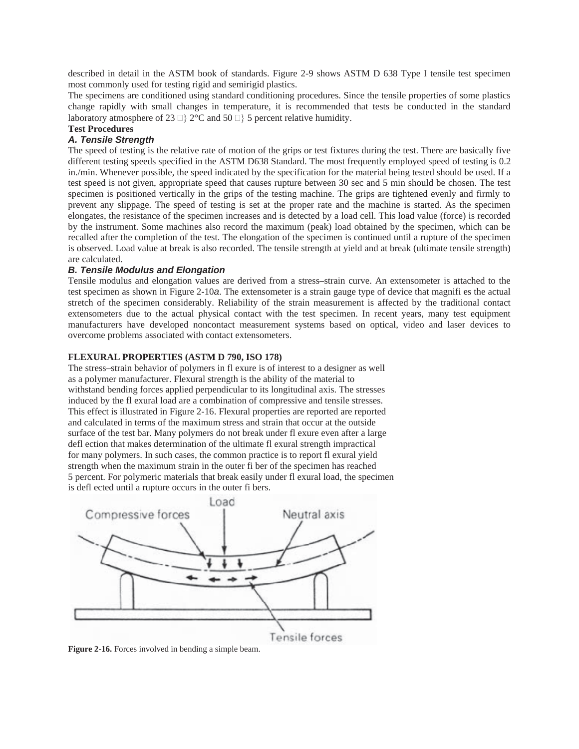described in detail in the ASTM book of standards. Figure 2-9 shows ASTM D 638 Type I tensile test specimen most commonly used for testing rigid and semirigid plastics.

The specimens are conditioned using standard conditioning procedures. Since the tensile properties of some plastics change rapidly with small changes in temperature, it is recommended that tests be conducted in the standard laboratory atmosphere of 23 ± 2°C and 50 ± 5 percent relative humidity.

**Test Procedures**

### *A. Tensile Strength*

The speed of testing is the relative rate of motion of the grips or test fixtures during the test. There are basically five different testing speeds specified in the ASTM D638 Standard. The most frequently employed speed of testing is 0.2 in./min. Whenever possible, the speed indicated by the specification for the material being tested should be used. If a test speed is not given, appropriate speed that causes rupture between 30 sec and 5 min should be chosen. The test specimen is positioned vertically in the grips of the testing machine. The grips are tightened evenly and firmly to prevent any slippage. The speed of testing is set at the proper rate and the machine is started. As the specimen elongates, the resistance of the specimen increases and is detected by a load cell. This load value (force) is recorded by the instrument. Some machines also record the maximum (peak) load obtained by the specimen, which can be recalled after the completion of the test. The elongation of the specimen is continued until a rupture of the specimen is observed. Load value at break is also recorded. The tensile strength at yield and at break (ultimate tensile strength) are calculated.

### *B. Tensile Modulus and Elongation*

Tensile modulus and elongation values are derived from a stress–strain curve. An extensometer is attached to the test specimen as shown in Figure 2-10*a*. The extensometer is a strain gauge type of device that magnifies the actual stretch of the specimen considerably. Reliability of the strain measurement is affected by the traditional contact extensometers due to the actual physical contact with the test specimen. In recent years, many test equipment manufacturers have developed noncontact measurement systems based on optical, video and laser devices to overcome problems associated with contact extensometers.

**FLEXURAL PROPERTIES (ASTM D 790, ISO 178)**

The stress–strain behavior of polymers in flexure is of interest to a designer as well as a polymer manufacturer. Flexural strength is the ability of the material to withstand bending forces applied perpendicular to its longitudinal axis. The stresses induced by the flexural load are a combination of compressive and tensile stresses. This effect is illustrated in Figure 2-16. Flexural properties are reported are reported and calculated in terms of the maximum stress and strain that occur at the outside surface of the test bar. Many polymers do not break under flexure even after a large deflection that makes determination of the ultimate flexural strength impractical for many polymers. In such cases, the common practice is to report flexural yield strength when the maximum strain in the outer fiber of the specimen has reached 5 percent. For polymeric materials that break easily under flexural load, the specimen is deflected until a rupture occurs in the outer fibers.

**Figure 2-16.** Forces involved in bending a simple beam.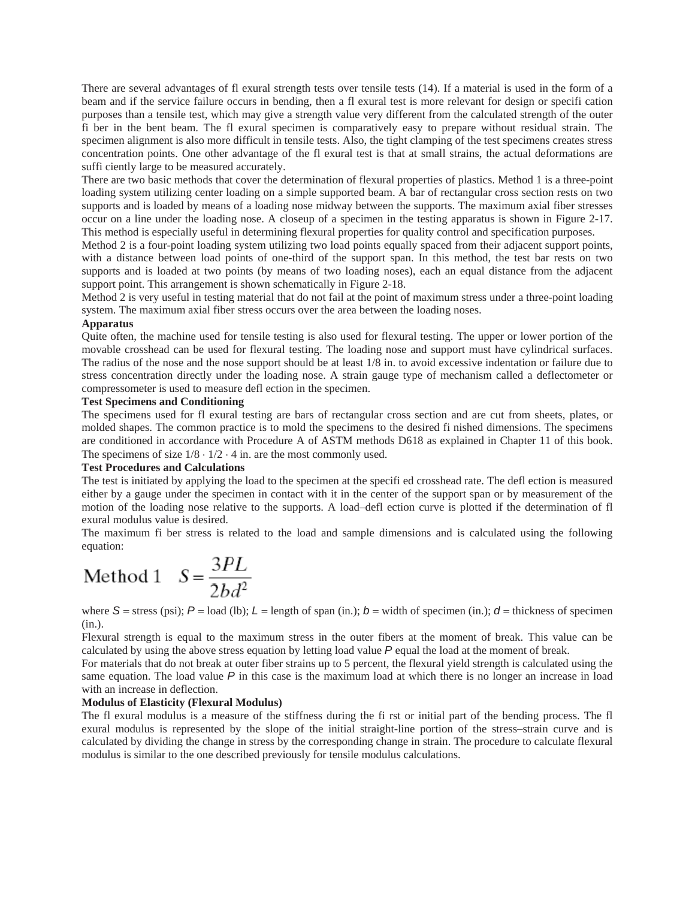There are several advantages of fl exural strength tests over tensile tests (14). If a material is used in the form of a beam and if the service failure occurs in bending, then a fl exural test is more relevant for design or specifi cation purposes than a tensile test, which may give a strength value very different from the calculated strength of the outer fi ber in the bent beam. The fl exural specimen is comparatively easy to prepare without residual strain. The specimen alignment is also more difficult in tensile tests. Also, the tight clamping of the test specimens creates stress concentration points. One other advantage of the fl exural test is that at small strains, the actual deformations are suffi ciently large to be measured accurately.

There are two basic methods that cover the determination of flexural properties of plastics. Method 1 is a three-point loading system utilizing center loading on a simple supported beam. A bar of rectangular cross section rests on two supports and is loaded by means of a loading nose midway between the supports. The maximum axial fiber stresses occur on a line under the loading nose. A closeup of a specimen in the testing apparatus is shown in Figure 2-17. This method is especially useful in determining flexural properties for quality control and specification purposes.

Method 2 is a four-point loading system utilizing two load points equally spaced from their adjacent support points, with a distance between load points of one-third of the support span. In this method, the test bar rests on two supports and is loaded at two points (by means of two loading noses), each an equal distance from the adjacent support point. This arrangement is shown schematically in Figure 2-18.

Method 2 is very useful in testing material that do not fail at the point of maximum stress under a three-point loading system. The maximum axial fiber stress occurs over the area between the loading noses.

**Apparatus**

Quite often, the machine used for tensile testing is also used for flexural testing. The upper or lower portion of the movable crosshead can be used for flexural testing. The loading nose and support must have cylindrical surfaces. The radius of the nose and the nose support should be at least 1/8 in. to avoid excessive indentation or failure due to stress concentration directly under the loading nose. A strain gauge type of mechanism called a deflectometer or compressometer is used to measure defl ection in the specimen.

**Test Specimens and Conditioning**

The specimens used for fl exural testing are bars of rectangular cross section and are cut from sheets, plates, or molded shapes. The common practice is to mold the specimens to the desired fi nished dimensions. The specimens are conditioned in accordance with Procedure A of ASTM methods D618 as explained in Chapter 11 of this book. The specimens of size 1/8 · 1/2 · 4 in. are the most commonly used.

**Test Procedures and Calculations**

The test is initiated by applying the load to the specimen at the specifi ed crosshead rate. The defl ection is measured either by a gauge under the specimen in contact with it in the center of the support span or by measurement of the motion of the loading nose relative to the supports. A load–defl ection curve is plotted if the determination of fl exural modulus value is desired.

The maximum fi ber stress is related to the load and sample dimensions and is calculated using the following equation:

$$\text{Method 1} \quad S = \frac{3PL}{2bd^2}$$

where $S$ = stress (psi); $P$ = load (lb); $L$ = length of span (in.); $b$ = width of specimen (in.); $d$ = thickness of specimen (in.).

Flexural strength is equal to the maximum stress in the outer fibers at the moment of break. This value can be calculated by using the above stress equation by letting load value $P$ equal the load at the moment of break.

For materials that do not break at outer fiber strains up to 5 percent, the flexural yield strength is calculated using the same equation. The load value $P$ in this case is the maximum load at which there is no longer an increase in load with an increase in deflection.

**Modulus of Elasticity (Flexural Modulus)**

The fl exural modulus is a measure of the stiffness during the fi rst or initial part of the bending process. The fl exural modulus is represented by the slope of the initial straight-line portion of the stress–strain curve and is calculated by dividing the change in stress by the corresponding change in strain. The procedure to calculate flexural modulus is similar to the one described previously for tensile modulus calculations.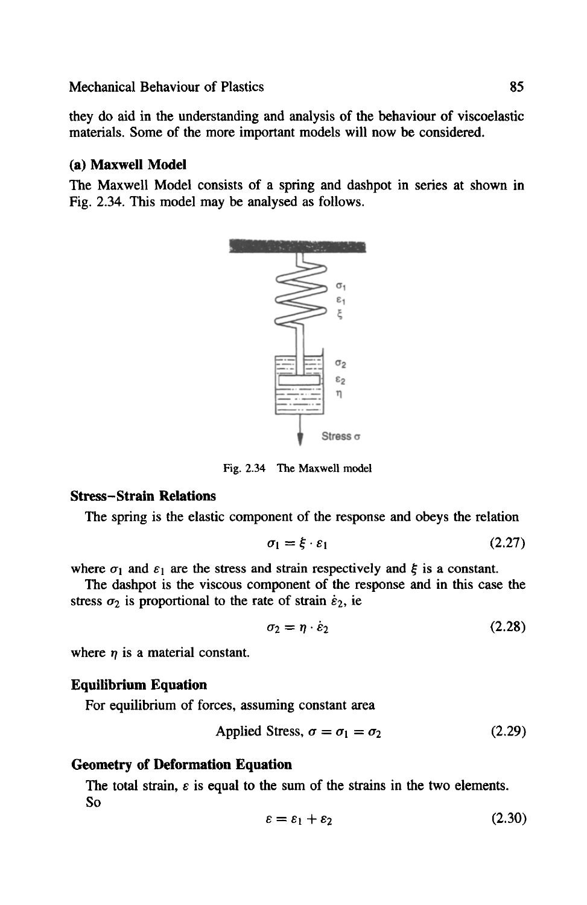they do aid in the understanding and analysis of the behaviour of viscoelastic materials. Some of the more important models will now be considered.

### (a) Maxwell Model

The Maxwell Model consists of a spring and dashpot in series at shown in Fig. 2.34. This model may be analysed as follows.

Fig. 2.34 The Maxwell model

#### Stress–Strain Relations

The spring is the elastic component of the response and obeys the relation

$$\sigma_1 = \xi \cdot \varepsilon_1 \tag{2.27}$$

where $\sigma_1$ and $\varepsilon_1$ are the stress and strain respectively and $\xi$ is a constant.

The dashpot is the viscous component of the response and in this case the stress $\sigma_2$ is proportional to the rate of strain $\dot{\varepsilon}_2$, ie

$$\sigma_2 = \eta \cdot \dot{\varepsilon}_2 \tag{2.28}$$

where $\eta$ is a material constant.

#### Equilibrium Equation

For equilibrium of forces, assuming constant area

$$\text{Applied Stress, } \sigma = \sigma_1 = \sigma_2 \tag{2.29}$$

#### Geometry of Deformation Equation

The total strain, $\varepsilon$ is equal to the sum of the strains in the two elements. So

$$\varepsilon = \varepsilon_1 + \varepsilon_2 \tag{2.30}$$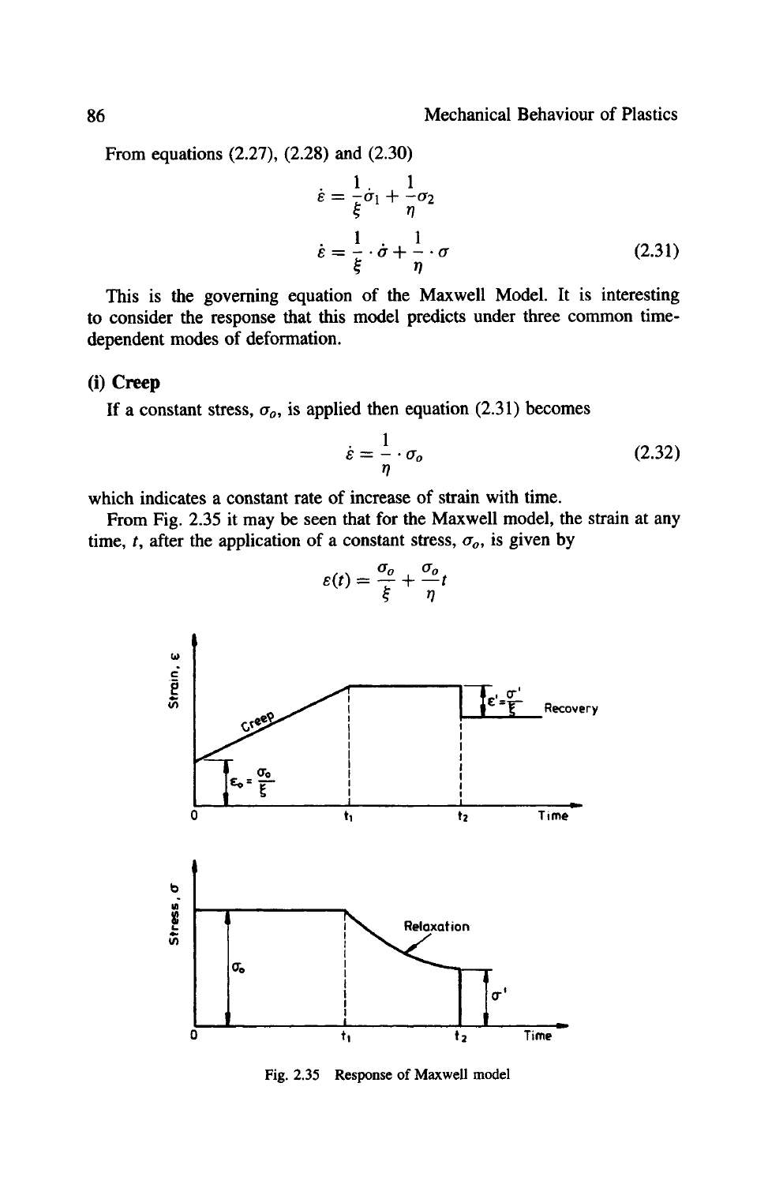From equations (2.27), (2.28) and (2.30)

$$\dot{\varepsilon} = \frac{1}{\xi}\dot{\sigma}_1 + \frac{1}{\eta}\sigma_2$$

$$\dot{\varepsilon} = \frac{1}{\xi} \cdot \dot{\sigma} + \frac{1}{\eta} \cdot \sigma \tag{2.31}$$

This is the governing equation of the Maxwell Model. It is interesting to consider the response that this model predicts under three common time-dependent modes of deformation.

### (i) Creep

If a constant stress, $\sigma_o$, is applied then equation (2.31) becomes

$$\dot{\varepsilon} = \frac{1}{\eta} \cdot \sigma_o \tag{2.32}$$

which indicates a constant rate of increase of strain with time.

From Fig. 2.35 it may be seen that for the Maxwell model, the strain at any time, $t$, after the application of a constant stress, $\sigma_o$, is given by

$$\varepsilon(t) = \frac{\sigma_o}{\xi} + \frac{\sigma_o}{\eta}t$$

Fig. 2.35 Response of Maxwell model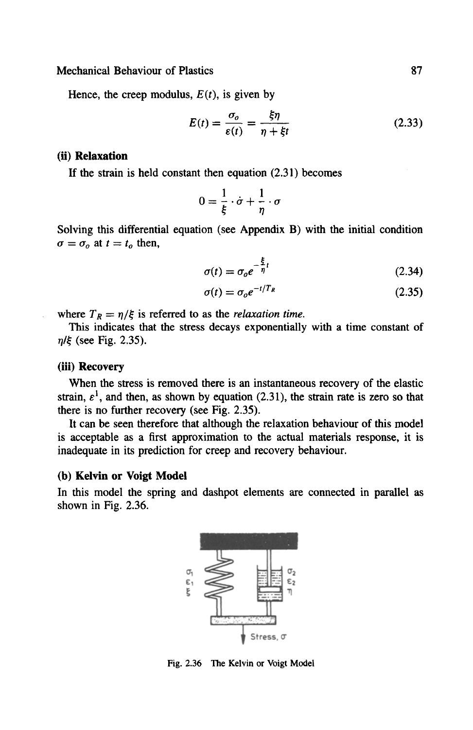Hence, the creep modulus, $E(t)$, is given by

$$E(t) = \frac{\sigma_o}{\varepsilon(t)} = \frac{\xi\eta}{\eta + \xi t} \tag{2.33}$$

**(ii) Relaxation**

If the strain is held constant then equation (2.31) becomes

$$0 = \frac{1}{\xi} \cdot \dot{\sigma} + \frac{1}{\eta} \cdot \sigma$$

Solving this differential equation (see **Appendix B**) with the initial condition $\sigma = \sigma_o$ at $t = t_o$ then,

$$\sigma(t) = \sigma_o e^{-\frac{\xi}{\eta}t} \tag{2.34}$$

$$\sigma(t) = \sigma_o e^{-t/T_R} \tag{2.35}$$

where $T_R = \eta/\xi$ is referred to as the *relaxation time*.

This indicates that the stress decays exponentially with a time constant of $\eta/\xi$ (see Fig. 2.35).

**(iii) Recovery**

When the stress is removed there is an instantaneous recovery of the elastic strain, $\varepsilon^1$, and then, as shown by equation (2.31), the strain rate is zero so that there is no further recovery (see Fig. 2.35).

It can be seen therefore that although the relaxation behaviour of this model is acceptable as a first approximation to the actual materials response, it is inadequate in its prediction for creep and recovery behaviour.

**(b) Kelvin or Voigt Model**

In this model the spring and dashpot elements are connected in parallel as shown in Fig. 2.36.

Fig. 2.36 The Kelvin or Voigt Model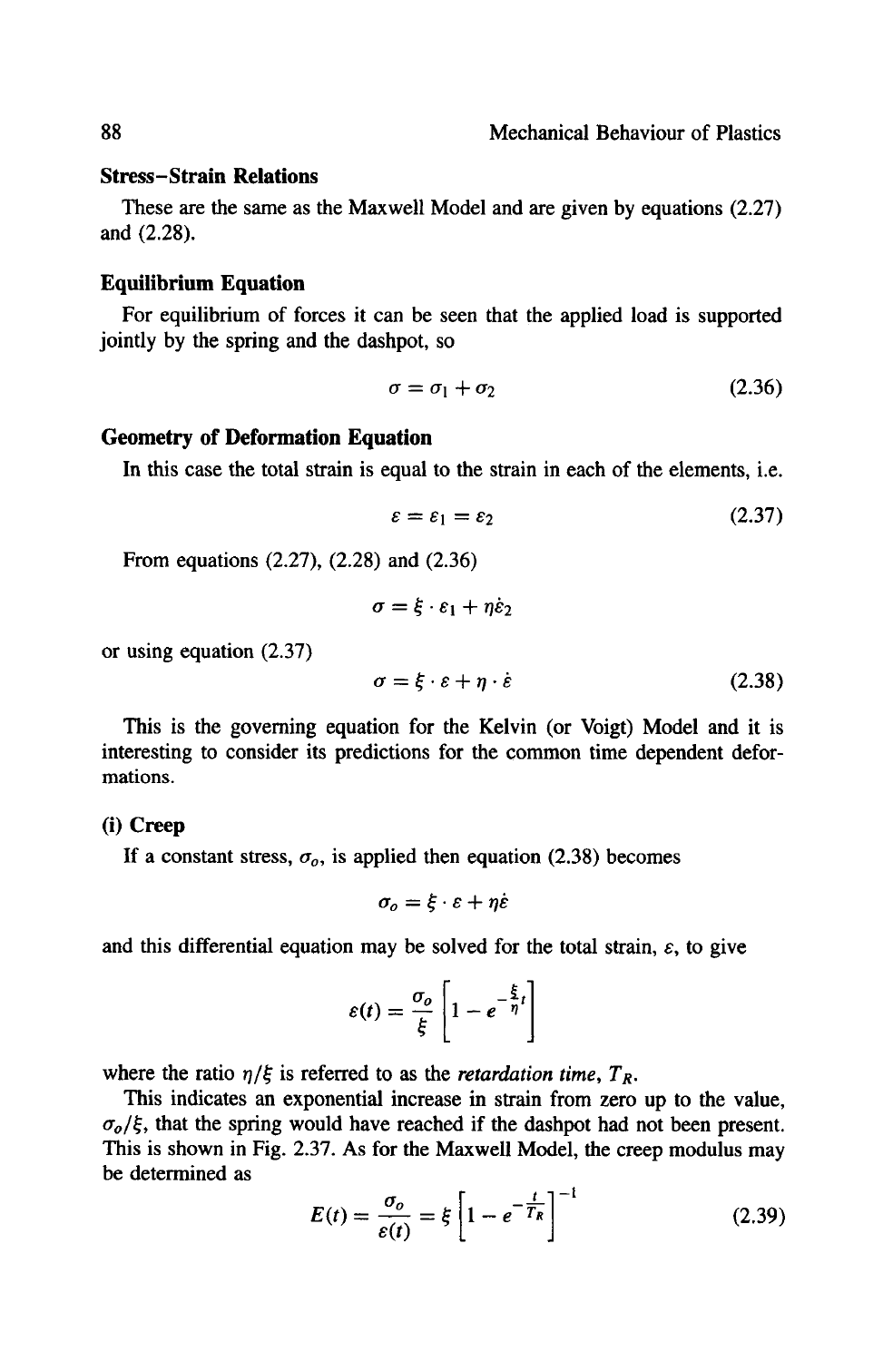### Stress–Strain Relations

These are the same as the Maxwell Model and are given by equations (2.27) and (2.28).

### Equilibrium Equation

For equilibrium of forces it can be seen that the applied load is supported jointly by the spring and the dashpot, so

$$\sigma = \sigma_1 + \sigma_2 \tag{2.36}$$

### Geometry of Deformation Equation

In this case the total strain is equal to the strain in each of the elements, i.e.

$$\varepsilon = \varepsilon_1 = \varepsilon_2 \tag{2.37}$$

From equations (2.27), (2.28) and (2.36)

$$\sigma = \xi \cdot \varepsilon_1 + \eta \dot{\varepsilon}_2$$

or using equation (2.37)

$$\sigma = \xi \cdot \varepsilon + \eta \cdot \dot{\varepsilon} \tag{2.38}$$

This is the governing equation for the Kelvin (or Voigt) Model and it is interesting to consider its predictions for the common time dependent deformations.

### (i) Creep

If a constant stress, $\sigma_o$, is applied then equation (2.38) becomes

$$\sigma_o = \xi \cdot \varepsilon + \eta \dot{\varepsilon}$$

and this differential equation may be solved for the total strain, $\varepsilon$, to give

$$\varepsilon(t) = \frac{\sigma_o}{\xi}\left[1 - e^{-\frac{\xi}{\eta}t}\right]$$

where the ratio $\eta/\xi$ is referred to as the *retardation time*, $T_R$.

This indicates an exponential increase in strain from zero up to the value, $\sigma_o/\xi$, that the spring would have reached if the dashpot had not been present. This is shown in Fig. 2.37. As for the Maxwell Model, the creep modulus may be determined as

$$E(t) = \frac{\sigma_o}{\varepsilon(t)} = \xi\left[1 - e^{-\frac{t}{T_R}}\right]^{-1} \tag{2.39}$$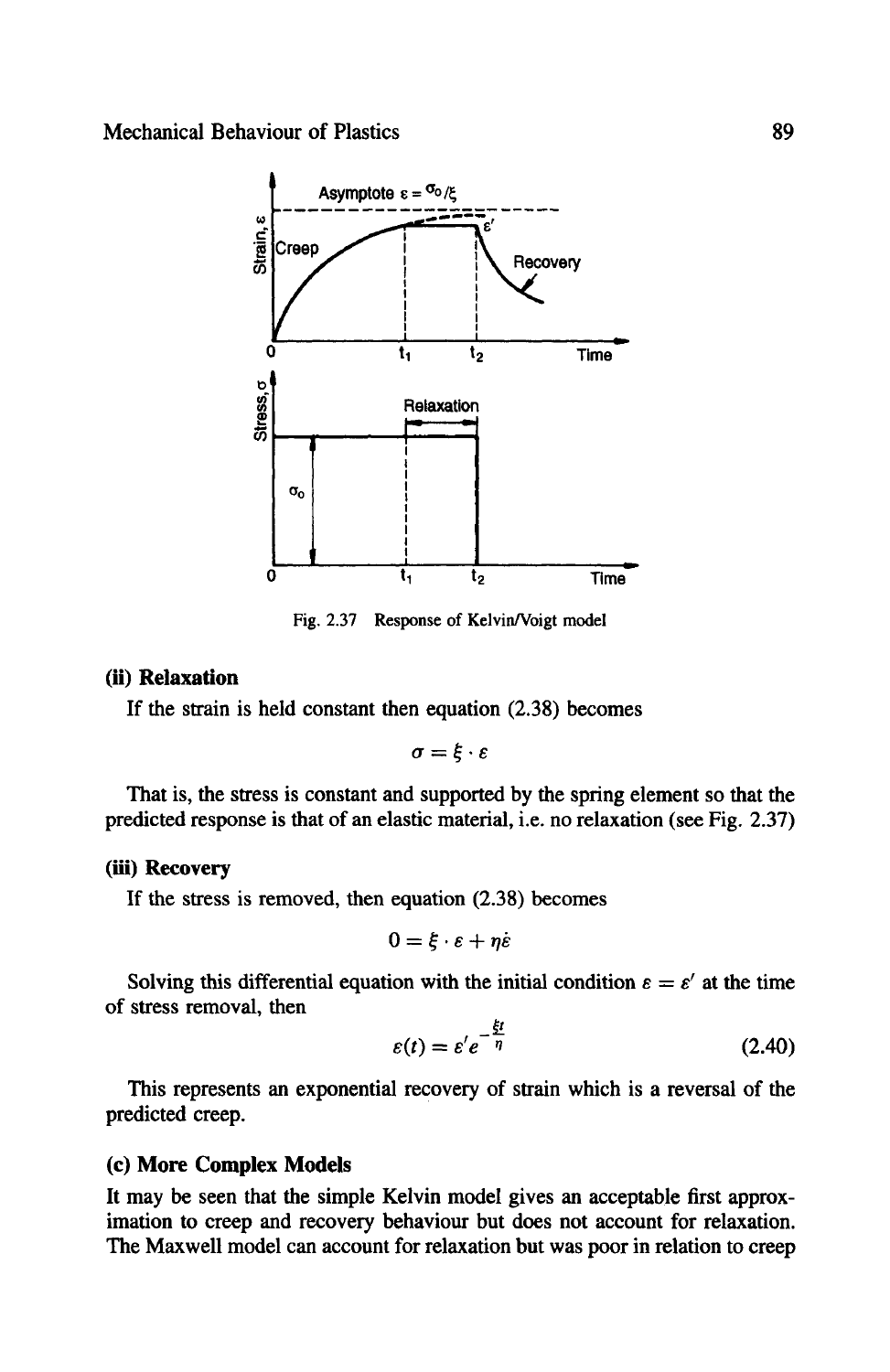Fig. 2.37 Response of Kelvin/Voigt model

### (ii) Relaxation

If the strain is held constant then equation (2.38) becomes

$$\sigma = \xi \cdot \varepsilon$$

That is, the stress is constant and supported by the spring element so that the predicted response is that of an elastic material, i.e. no relaxation (see Fig. 2.37)

### (iii) Recovery

If the stress is removed, then equation (2.38) becomes

$$0 = \xi \cdot \varepsilon + \eta \dot{\varepsilon}$$

Solving this differential equation with the initial condition $\varepsilon = \varepsilon'$ at the time of stress removal, then

$$\varepsilon(t) = \varepsilon' e^{-\frac{\xi t}{\eta}} \tag{2.40}$$

This represents an exponential recovery of strain which is a reversal of the predicted creep.

### (c) More Complex Models

It may be seen that the simple Kelvin model gives an acceptable first approximation to creep and recovery behaviour but does not account for relaxation. The Maxwell model can account for relaxation but was poor in relation to creep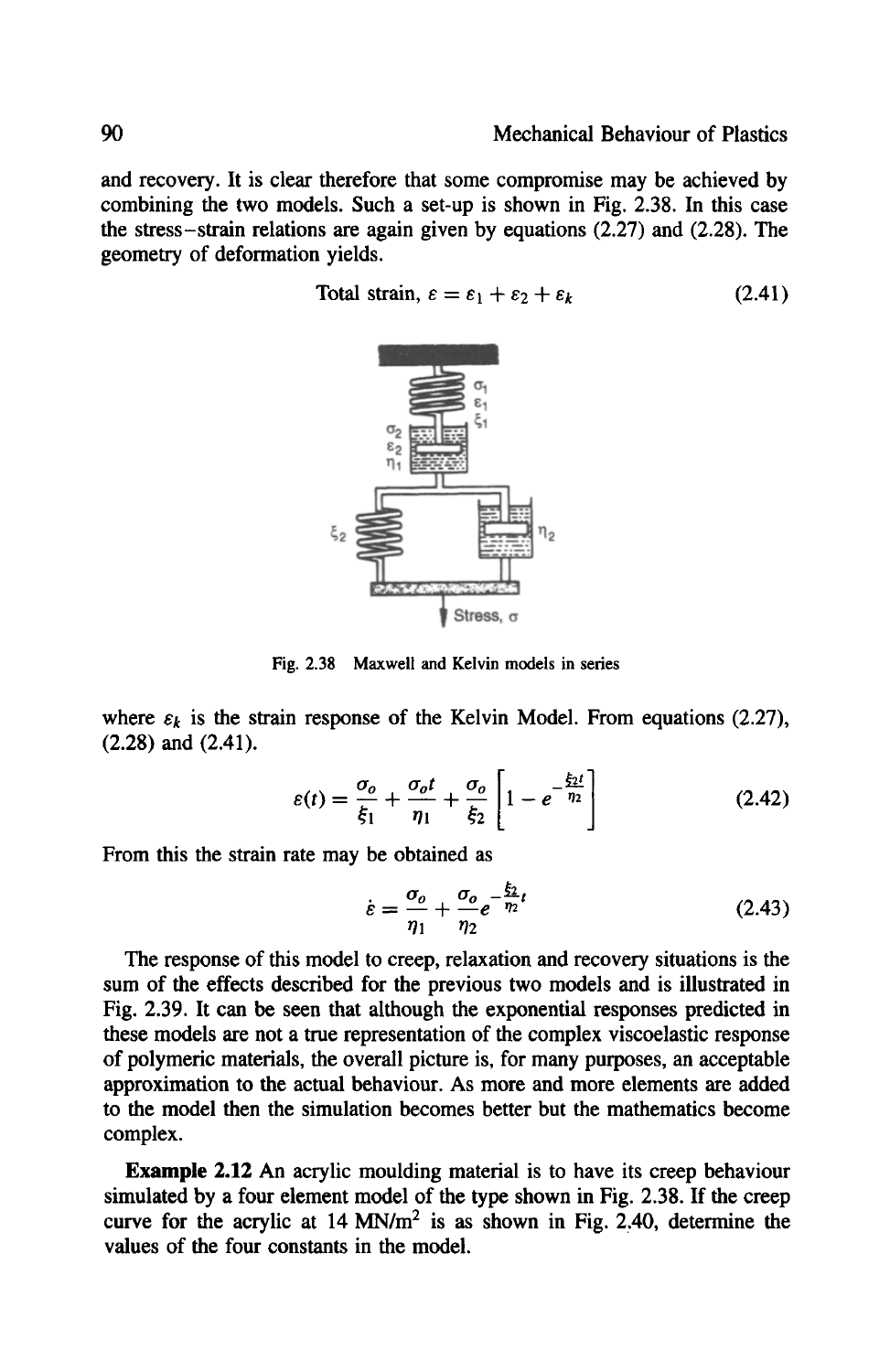and recovery. It is clear therefore that some compromise may be achieved by combining the two models. Such a set-up is shown in Fig. 2.38. In this case the stress–strain relations are again given by equations (2.27) and (2.28). The geometry of deformation yields.

$$\text{Total strain, } \varepsilon = \varepsilon_1 + \varepsilon_2 + \varepsilon_k \tag{2.41}$$

Fig. 2.38 Maxwell and Kelvin models in series

where $\varepsilon_k$ is the strain response of the Kelvin Model. From equations (2.27), (2.28) and (2.41).

$$\varepsilon(t) = \frac{\sigma_o}{\xi_1} + \frac{\sigma_o t}{\eta_1} + \frac{\sigma_o}{\xi_2}\left[1 - e^{-\frac{\xi_2 t}{\eta_2}}\right] \tag{2.42}$$

From this the strain rate may be obtained as

$$\dot{\varepsilon} = \frac{\sigma_o}{\eta_1} + \frac{\sigma_o}{\eta_2} e^{-\frac{\xi_2}{\eta_2}t} \tag{2.43}$$

The response of this model to creep, relaxation and recovery situations is the sum of the effects described for the previous two models and is illustrated in Fig. 2.39. It can be seen that although the exponential responses predicted in these models are not a true representation of the complex viscoelastic response of polymeric materials, the overall picture is, for many purposes, an acceptable approximation to the actual behaviour. As more and more elements are added to the model then the simulation becomes better but the mathematics become complex.

**Example 2.12** An acrylic moulding material is to have its creep behaviour simulated by a four element model of the type shown in Fig. 2.38. If the creep curve for the acrylic at 14 MN/m$^2$ is as shown in Fig. 2.40, determine the values of the four constants in the model.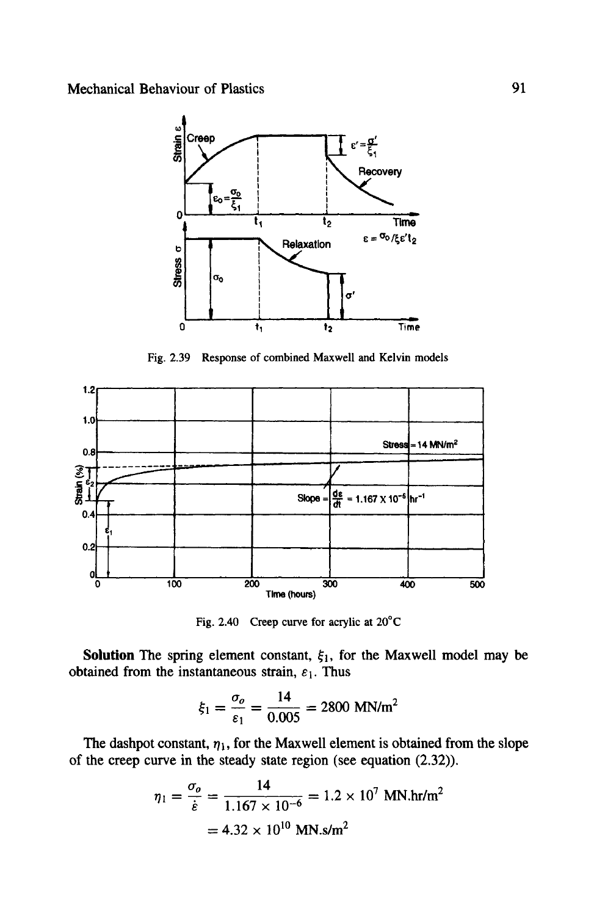Fig. 2.39 Response of combined Maxwell and Kelvin models

Fig. 2.40 Creep curve for acrylic at 20°C

**Solution** The spring element constant, $\xi_1$, for the Maxwell model may be obtained from the instantaneous strain, $\varepsilon_1$. Thus

$$\xi_1 = \frac{\sigma_o}{\varepsilon_1} = \frac{14}{0.005} = 2800 \text{ MN/m}^2$$

The dashpot constant, $\eta_1$, for the Maxwell element is obtained from the slope of the creep curve in the steady state region (see equation (2.32)).

$$\eta_1 = \frac{\sigma_o}{\dot{\varepsilon}} = \frac{14}{1.167 \times 10^{-6}} = 1.2 \times 10^7 \text{ MN.hr/m}^2$$

$$= 4.32 \times 10^{10} \text{ MN.s/m}^2$$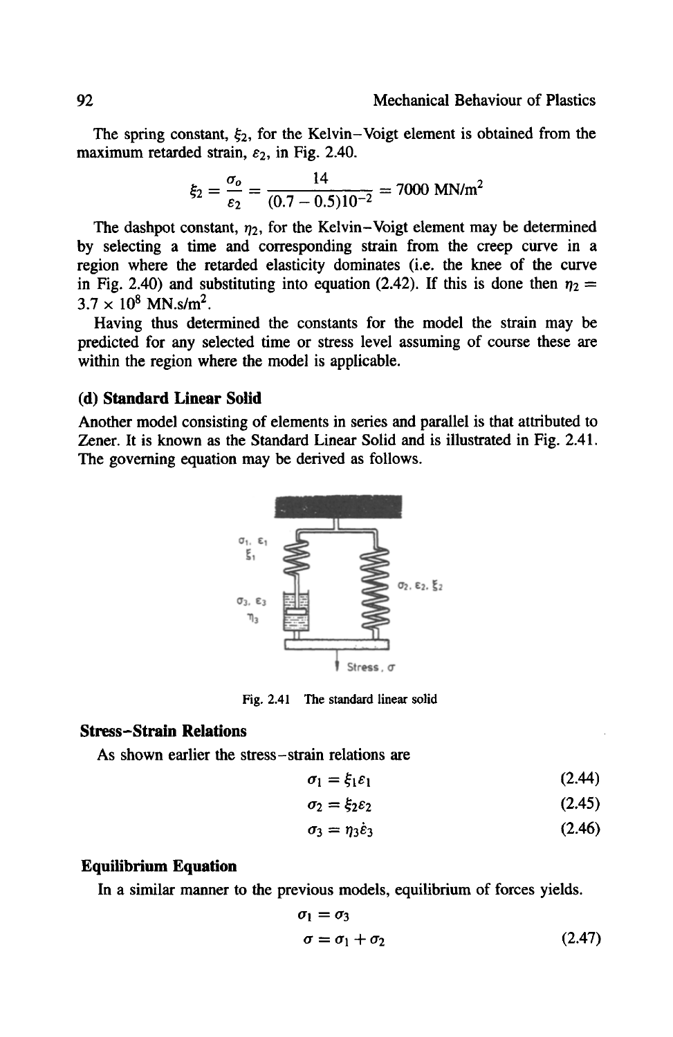The spring constant, $\xi_2$, for the Kelvin–Voigt element is obtained from the maximum retarded strain, $\varepsilon_2$, in Fig. 2.40.

$$\xi_2 = \frac{\sigma_o}{\varepsilon_2} = \frac{14}{(0.7 - 0.5)10^{-2}} = 7000 \text{ MN/m}^2$$

The dashpot constant, $\eta_2$, for the Kelvin–Voigt element may be determined by selecting a time and corresponding strain from the creep curve in a region where the retarded elasticity dominates (i.e. the knee of the curve in Fig. 2.40) and substituting into equation (2.42). If this is done then $\eta_2 = 3.7 \times 10^8$ MN.s/m$^2$.

Having thus determined the constants for the model the strain may be predicted for any selected time or stress level assuming of course these are within the region where the model is applicable.

### (d) Standard Linear Solid

Another model consisting of elements in series and parallel is that attributed to Zener. It is known as the Standard Linear Solid and is illustrated in Fig. 2.41. The governing equation may be derived as follows.

$\sigma_1, \varepsilon_1$
$\xi_1$
$\sigma_3, \varepsilon_3$
$\eta_3$
$\sigma_2, \varepsilon_2, \xi_2$
Stress, $\sigma$

Fig. 2.41 The standard linear solid

### Stress–Strain Relations

As shown earlier the stress–strain relations are

$$\sigma_1 = \xi_1 \varepsilon_1 \tag{2.44}$$

$$\sigma_2 = \xi_2 \varepsilon_2 \tag{2.45}$$

$$\sigma_3 = \eta_3 \dot{\varepsilon}_3 \tag{2.46}$$

### Equilibrium Equation

In a similar manner to the previous models, equilibrium of forces yields.

$$\sigma_1 = \sigma_3$$

$$\sigma = \sigma_1 + \sigma_2 \tag{2.47}$$